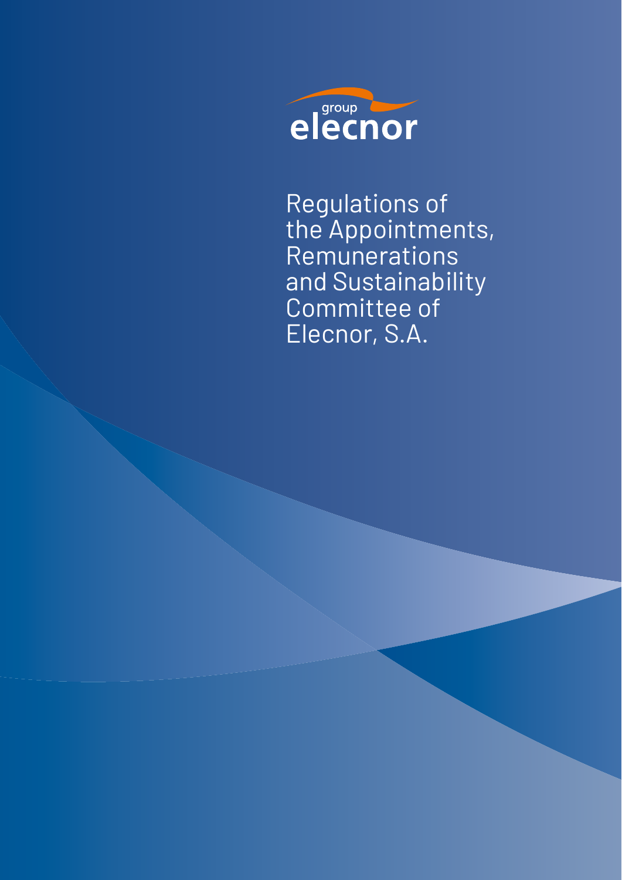group elecnor

# Regulations of the Appointments, Remunerations and Sustainability Committee of Elecnor, S.A.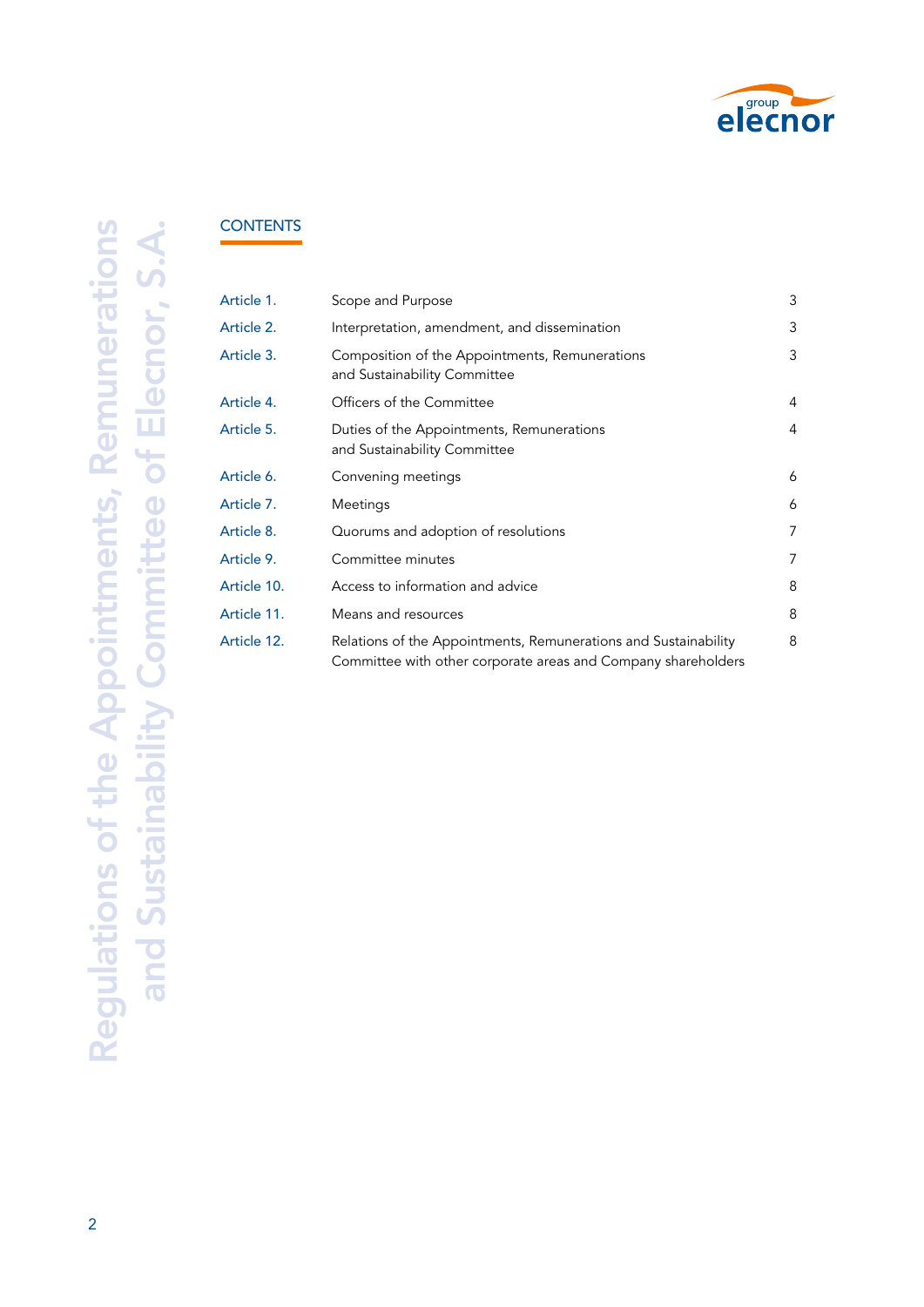## CONTENTS

| | | |
|---|---|---|
| Article 1. | Scope and Purpose | 3 |
| Article 2. | Interpretation, amendment, and dissemination | 3 |
| Article 3. | Composition of the Appointments, Remunerations and Sustainability Committee | 3 |
| Article 4. | Officers of the Committee | 4 |
| Article 5. | Duties of the Appointments, Remunerations and Sustainability Committee | 4 |
| Article 6. | Convening meetings | 6 |
| Article 7. | Meetings | 6 |
| Article 8. | Quorums and adoption of resolutions | 7 |
| Article 9. | Committee minutes | 7 |
| Article 10. | Access to information and advice | 8 |
| Article 11. | Means and resources | 8 |
| Article 12. | Relations of the Appointments, Remunerations and Sustainability Committee with other corporate areas and Company shareholders | 8 |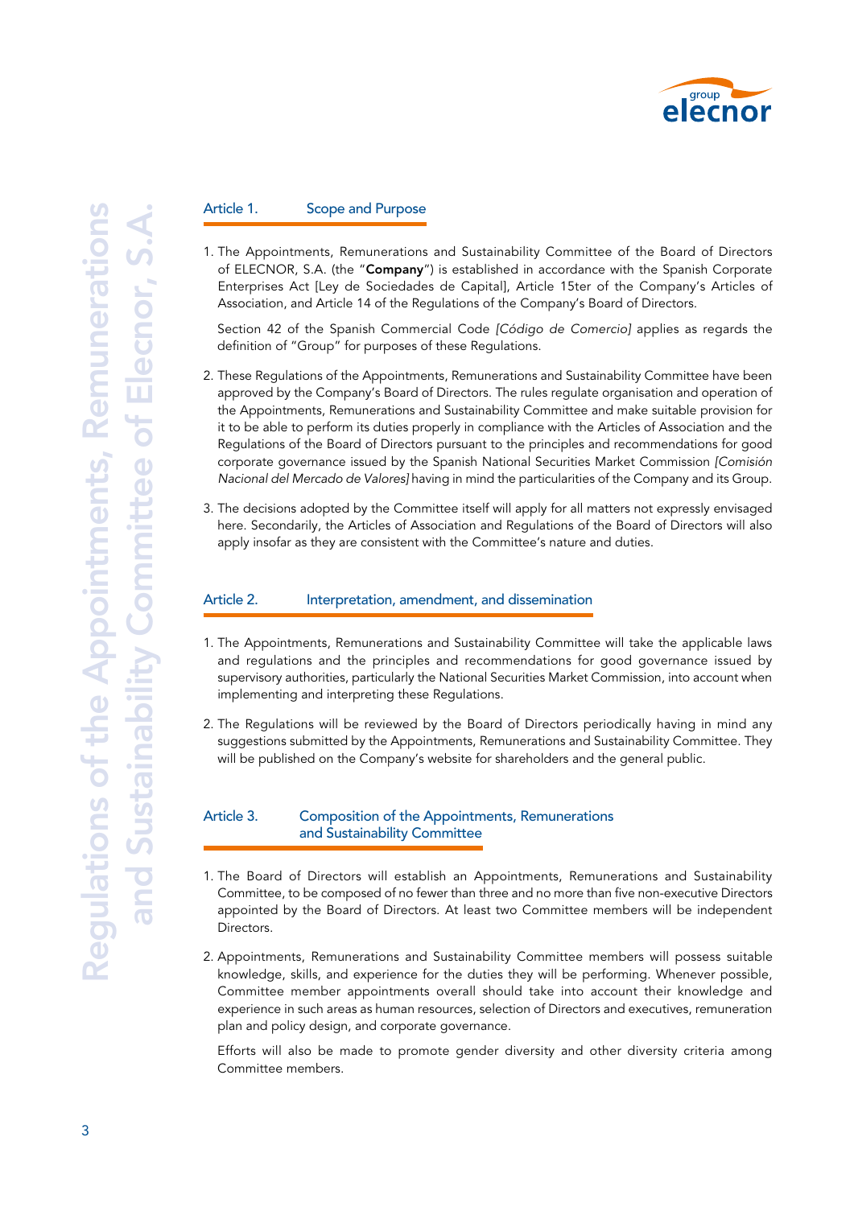## Article 1. Scope and Purpose

1. The Appointments, Remunerations and Sustainability Committee of the Board of Directors of ELECNOR, S.A. (the "**Company**") is established in accordance with the Spanish Corporate Enterprises Act [Ley de Sociedades de Capital], Article 15ter of the Company's Articles of Association, and Article 14 of the Regulations of the Company's Board of Directors.

   Section 42 of the Spanish Commercial Code *[Código de Comercio]* applies as regards the definition of "Group" for purposes of these Regulations.

2. These Regulations of the Appointments, Remunerations and Sustainability Committee have been approved by the Company's Board of Directors. The rules regulate organisation and operation of the Appointments, Remunerations and Sustainability Committee and make suitable provision for it to be able to perform its duties properly in compliance with the Articles of Association and the Regulations of the Board of Directors pursuant to the principles and recommendations for good corporate governance issued by the Spanish National Securities Market Commission *[Comisión Nacional del Mercado de Valores]* having in mind the particularities of the Company and its Group.

3. The decisions adopted by the Committee itself will apply for all matters not expressly envisaged here. Secondarily, the Articles of Association and Regulations of the Board of Directors will also apply insofar as they are consistent with the Committee's nature and duties.

## Article 2. Interpretation, amendment, and dissemination

1. The Appointments, Remunerations and Sustainability Committee will take the applicable laws and regulations and the principles and recommendations for good governance issued by supervisory authorities, particularly the National Securities Market Commission, into account when implementing and interpreting these Regulations.

2. The Regulations will be reviewed by the Board of Directors periodically having in mind any suggestions submitted by the Appointments, Remunerations and Sustainability Committee. They will be published on the Company's website for shareholders and the general public.

## Article 3. Composition of the Appointments, Remunerations and Sustainability Committee

1. The Board of Directors will establish an Appointments, Remunerations and Sustainability Committee, to be composed of no fewer than three and no more than five non-executive Directors appointed by the Board of Directors. At least two Committee members will be independent Directors.

2. Appointments, Remunerations and Sustainability Committee members will possess suitable knowledge, skills, and experience for the duties they will be performing. Whenever possible, Committee member appointments overall should take into account their knowledge and experience in such areas as human resources, selection of Directors and executives, remuneration plan and policy design, and corporate governance.

   Efforts will also be made to promote gender diversity and other diversity criteria among Committee members.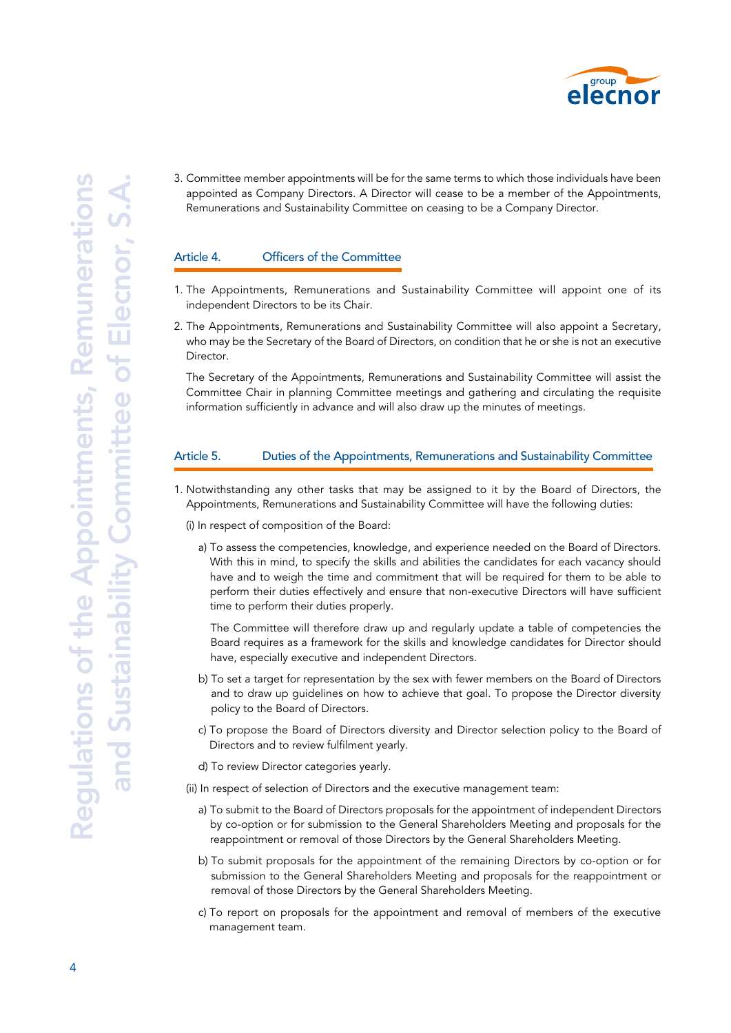3. Committee member appointments will be for the same terms to which those individuals have been appointed as Company Directors. A Director will cease to be a member of the Appointments, Remunerations and Sustainability Committee on ceasing to be a Company Director.

## Article 4. Officers of the Committee

1. The Appointments, Remunerations and Sustainability Committee will appoint one of its independent Directors to be its Chair.
2. The Appointments, Remunerations and Sustainability Committee will also appoint a Secretary, who may be the Secretary of the Board of Directors, on condition that he or she is not an executive Director.

   The Secretary of the Appointments, Remunerations and Sustainability Committee will assist the Committee Chair in planning Committee meetings and gathering and circulating the requisite information sufficiently in advance and will also draw up the minutes of meetings.

## Article 5. Duties of the Appointments, Remunerations and Sustainability Committee

1. Notwithstanding any other tasks that may be assigned to it by the Board of Directors, the Appointments, Remunerations and Sustainability Committee will have the following duties:

   (i) In respect of composition of the Board:

   a) To assess the competencies, knowledge, and experience needed on the Board of Directors. With this in mind, to specify the skills and abilities the candidates for each vacancy should have and to weigh the time and commitment that will be required for them to be able to perform their duties effectively and ensure that non-executive Directors will have sufficient time to perform their duties properly.

      The Committee will therefore draw up and regularly update a table of competencies the Board requires as a framework for the skills and knowledge candidates for Director should have, especially executive and independent Directors.

   b) To set a target for representation by the sex with fewer members on the Board of Directors and to draw up guidelines on how to achieve that goal. To propose the Director diversity policy to the Board of Directors.

   c) To propose the Board of Directors diversity and Director selection policy to the Board of Directors and to review fulfilment yearly.

   d) To review Director categories yearly.

   (ii) In respect of selection of Directors and the executive management team:

   a) To submit to the Board of Directors proposals for the appointment of independent Directors by co-option or for submission to the General Shareholders Meeting and proposals for the reappointment or removal of those Directors by the General Shareholders Meeting.

   b) To submit proposals for the appointment of the remaining Directors by co-option or for submission to the General Shareholders Meeting and proposals for the reappointment or removal of those Directors by the General Shareholders Meeting.

   c) To report on proposals for the appointment and removal of members of the executive management team.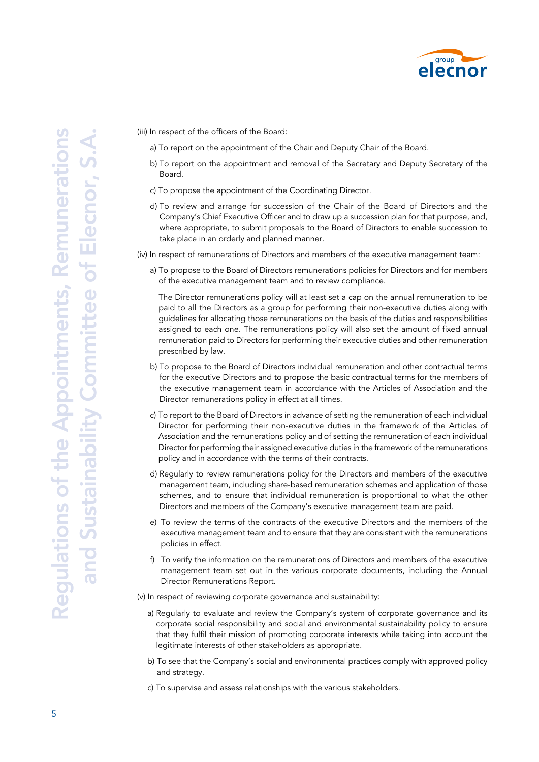(iii) In respect of the officers of the Board:

a) To report on the appointment of the Chair and Deputy Chair of the Board.

b) To report on the appointment and removal of the Secretary and Deputy Secretary of the Board.

c) To propose the appointment of the Coordinating Director.

d) To review and arrange for succession of the Chair of the Board of Directors and the Company's Chief Executive Officer and to draw up a succession plan for that purpose, and, where appropriate, to submit proposals to the Board of Directors to enable succession to take place in an orderly and planned manner.

(iv) In respect of remunerations of Directors and members of the executive management team:

a) To propose to the Board of Directors remunerations policies for Directors and for members of the executive management team and to review compliance.

The Director remunerations policy will at least set a cap on the annual remuneration to be paid to all the Directors as a group for performing their non-executive duties along with guidelines for allocating those remunerations on the basis of the duties and responsibilities assigned to each one. The remunerations policy will also set the amount of fixed annual remuneration paid to Directors for performing their executive duties and other remuneration prescribed by law.

b) To propose to the Board of Directors individual remuneration and other contractual terms for the executive Directors and to propose the basic contractual terms for the members of the executive management team in accordance with the Articles of Association and the Director remunerations policy in effect at all times.

c) To report to the Board of Directors in advance of setting the remuneration of each individual Director for performing their non-executive duties in the framework of the Articles of Association and the remunerations policy and of setting the remuneration of each individual Director for performing their assigned executive duties in the framework of the remunerations policy and in accordance with the terms of their contracts.

d) Regularly to review remunerations policy for the Directors and members of the executive management team, including share-based remuneration schemes and application of those schemes, and to ensure that individual remuneration is proportional to what the other Directors and members of the Company's executive management team are paid.

e) To review the terms of the contracts of the executive Directors and the members of the executive management team and to ensure that they are consistent with the remunerations policies in effect.

f) To verify the information on the remunerations of Directors and members of the executive management team set out in the various corporate documents, including the Annual Director Remunerations Report.

(v) In respect of reviewing corporate governance and sustainability:

a) Regularly to evaluate and review the Company's system of corporate governance and its corporate social responsibility and social and environmental sustainability policy to ensure that they fulfil their mission of promoting corporate interests while taking into account the legitimate interests of other stakeholders as appropriate.

b) To see that the Company's social and environmental practices comply with approved policy and strategy.

c) To supervise and assess relationships with the various stakeholders.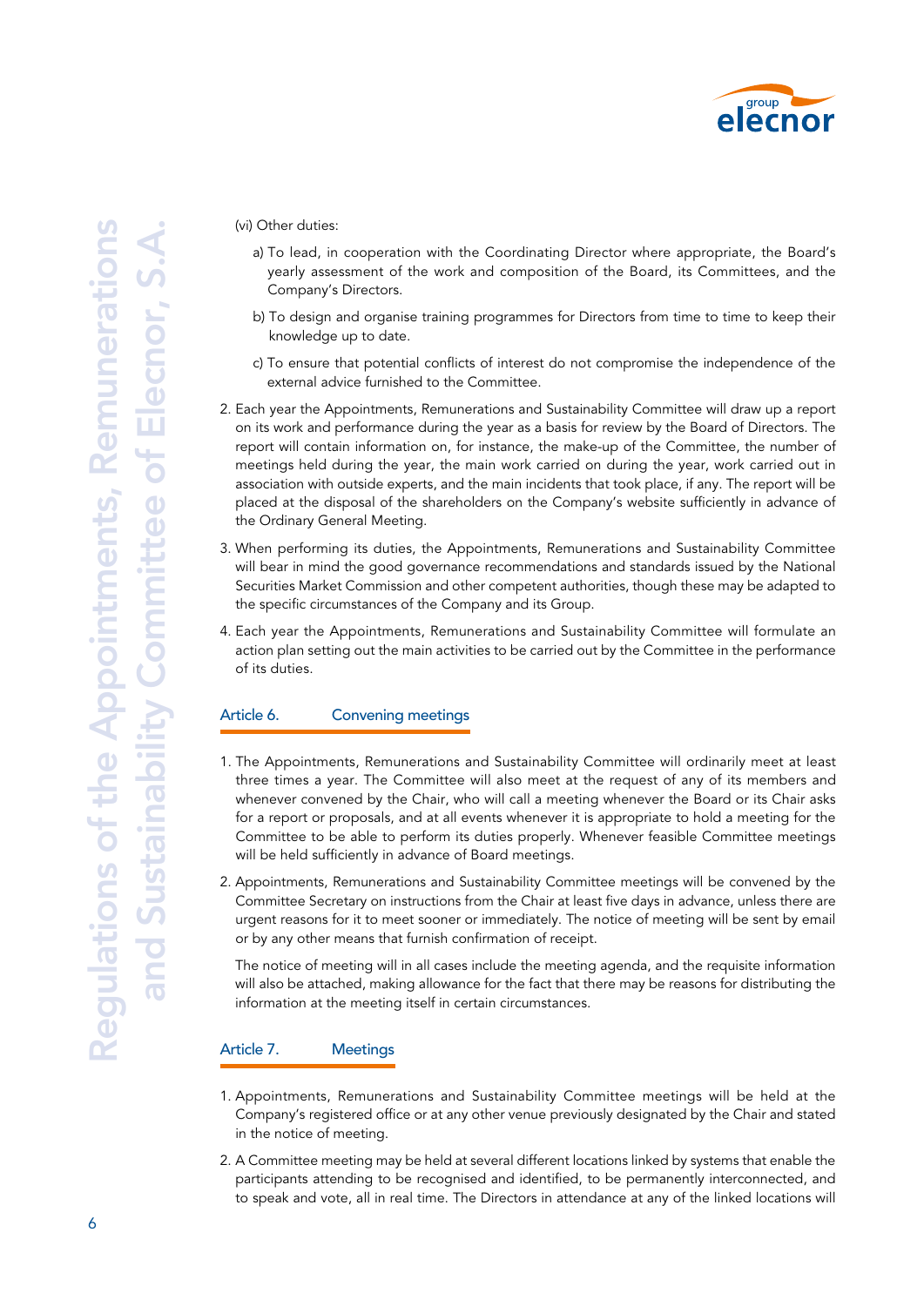(vi) Other duties:

a) To lead, in cooperation with the Coordinating Director where appropriate, the Board's yearly assessment of the work and composition of the Board, its Committees, and the Company's Directors.

b) To design and organise training programmes for Directors from time to time to keep their knowledge up to date.

c) To ensure that potential conflicts of interest do not compromise the independence of the external advice furnished to the Committee.

2. Each year the Appointments, Remunerations and Sustainability Committee will draw up a report on its work and performance during the year as a basis for review by the Board of Directors. The report will contain information on, for instance, the make-up of the Committee, the number of meetings held during the year, the main work carried on during the year, work carried out in association with outside experts, and the main incidents that took place, if any. The report will be placed at the disposal of the shareholders on the Company's website sufficiently in advance of the Ordinary General Meeting.

3. When performing its duties, the Appointments, Remunerations and Sustainability Committee will bear in mind the good governance recommendations and standards issued by the National Securities Market Commission and other competent authorities, though these may be adapted to the specific circumstances of the Company and its Group.

4. Each year the Appointments, Remunerations and Sustainability Committee will formulate an action plan setting out the main activities to be carried out by the Committee in the performance of its duties.

## Article 6. Convening meetings

1. The Appointments, Remunerations and Sustainability Committee will ordinarily meet at least three times a year. The Committee will also meet at the request of any of its members and whenever convened by the Chair, who will call a meeting whenever the Board or its Chair asks for a report or proposals, and at all events whenever it is appropriate to hold a meeting for the Committee to be able to perform its duties properly. Whenever feasible Committee meetings will be held sufficiently in advance of Board meetings.

2. Appointments, Remunerations and Sustainability Committee meetings will be convened by the Committee Secretary on instructions from the Chair at least five days in advance, unless there are urgent reasons for it to meet sooner or immediately. The notice of meeting will be sent by email or by any other means that furnish confirmation of receipt.

   The notice of meeting will in all cases include the meeting agenda, and the requisite information will also be attached, making allowance for the fact that there may be reasons for distributing the information at the meeting itself in certain circumstances.

## Article 7. Meetings

1. Appointments, Remunerations and Sustainability Committee meetings will be held at the Company's registered office or at any other venue previously designated by the Chair and stated in the notice of meeting.

2. A Committee meeting may be held at several different locations linked by systems that enable the participants attending to be recognised and identified, to be permanently interconnected, and to speak and vote, all in real time. The Directors in attendance at any of the linked locations will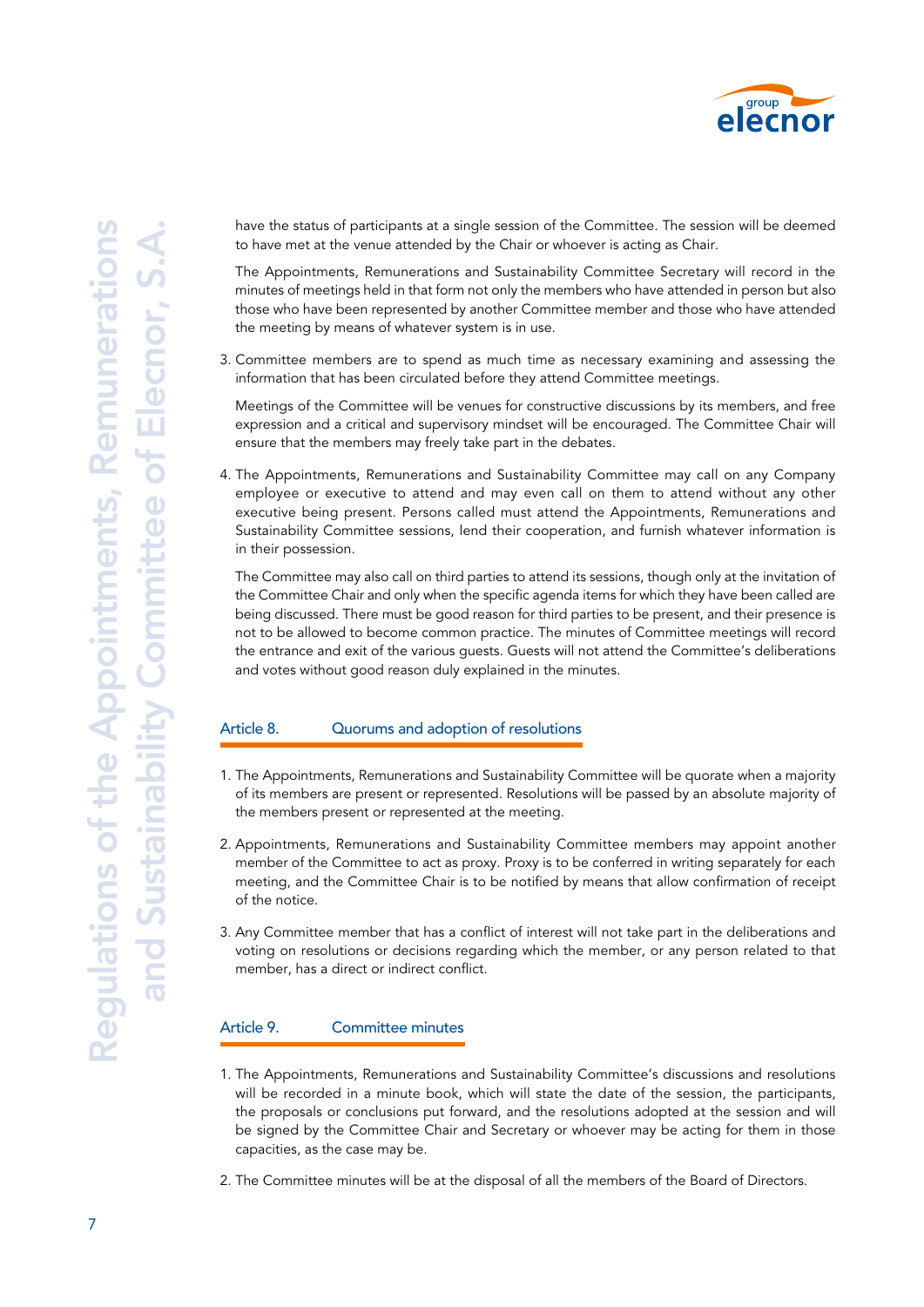have the status of participants at a single session of the Committee. The session will be deemed to have met at the venue attended by the Chair or whoever is acting as Chair.

The Appointments, Remunerations and Sustainability Committee Secretary will record in the minutes of meetings held in that form not only the members who have attended in person but also those who have been represented by another Committee member and those who have attended the meeting by means of whatever system is in use.

3. Committee members are to spend as much time as necessary examining and assessing the information that has been circulated before they attend Committee meetings.

   Meetings of the Committee will be venues for constructive discussions by its members, and free expression and a critical and supervisory mindset will be encouraged. The Committee Chair will ensure that the members may freely take part in the debates.

4. The Appointments, Remunerations and Sustainability Committee may call on any Company employee or executive to attend and may even call on them to attend without any other executive being present. Persons called must attend the Appointments, Remunerations and Sustainability Committee sessions, lend their cooperation, and furnish whatever information is in their possession.

   The Committee may also call on third parties to attend its sessions, though only at the invitation of the Committee Chair and only when the specific agenda items for which they have been called are being discussed. There must be good reason for third parties to be present, and their presence is not to be allowed to become common practice. The minutes of Committee meetings will record the entrance and exit of the various guests. Guests will not attend the Committee's deliberations and votes without good reason duly explained in the minutes.

## Article 8. Quorums and adoption of resolutions

1. The Appointments, Remunerations and Sustainability Committee will be quorate when a majority of its members are present or represented. Resolutions will be passed by an absolute majority of the members present or represented at the meeting.

2. Appointments, Remunerations and Sustainability Committee members may appoint another member of the Committee to act as proxy. Proxy is to be conferred in writing separately for each meeting, and the Committee Chair is to be notified by means that allow confirmation of receipt of the notice.

3. Any Committee member that has a conflict of interest will not take part in the deliberations and voting on resolutions or decisions regarding which the member, or any person related to that member, has a direct or indirect conflict.

## Article 9. Committee minutes

1. The Appointments, Remunerations and Sustainability Committee's discussions and resolutions will be recorded in a minute book, which will state the date of the session, the participants, the proposals or conclusions put forward, and the resolutions adopted at the session and will be signed by the Committee Chair and Secretary or whoever may be acting for them in those capacities, as the case may be.

2. The Committee minutes will be at the disposal of all the members of the Board of Directors.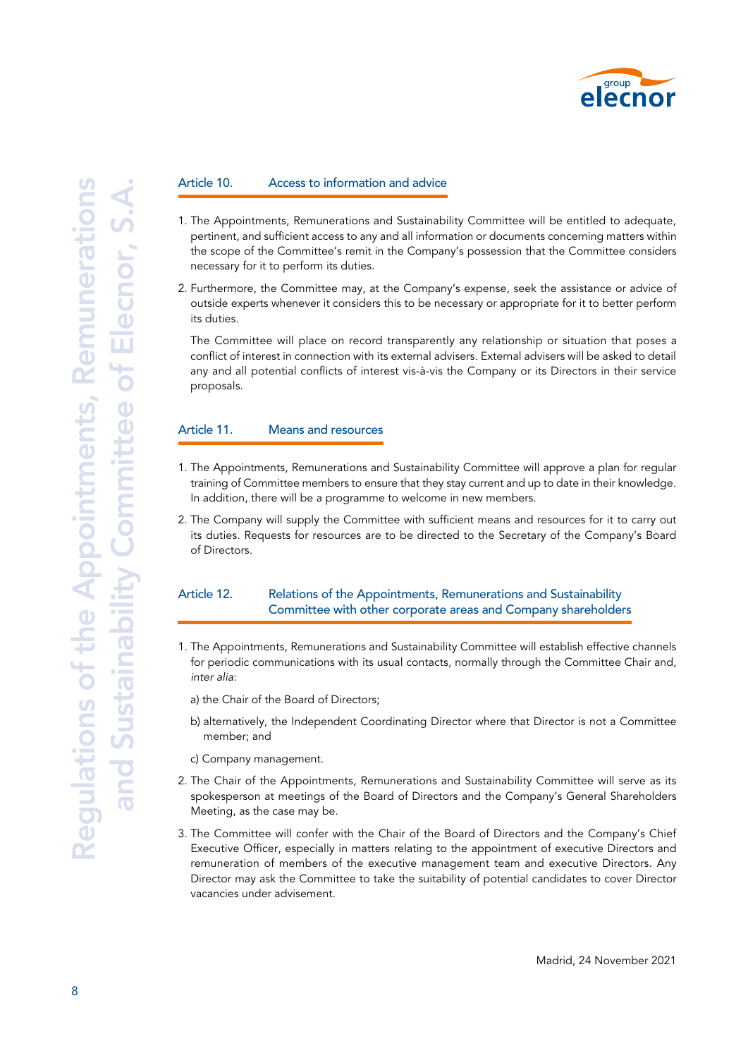## Article 10. Access to information and advice

1. The Appointments, Remunerations and Sustainability Committee will be entitled to adequate, pertinent, and sufficient access to any and all information or documents concerning matters within the scope of the Committee's remit in the Company's possession that the Committee considers necessary for it to perform its duties.

2. Furthermore, the Committee may, at the Company's expense, seek the assistance or advice of outside experts whenever it considers this to be necessary or appropriate for it to better perform its duties.

   The Committee will place on record transparently any relationship or situation that poses a conflict of interest in connection with its external advisers. External advisers will be asked to detail any and all potential conflicts of interest vis-à-vis the Company or its Directors in their service proposals.

## Article 11. Means and resources

1. The Appointments, Remunerations and Sustainability Committee will approve a plan for regular training of Committee members to ensure that they stay current and up to date in their knowledge. In addition, there will be a programme to welcome in new members.

2. The Company will supply the Committee with sufficient means and resources for it to carry out its duties. Requests for resources are to be directed to the Secretary of the Company's Board of Directors.

## Article 12. Relations of the Appointments, Remunerations and Sustainability Committee with other corporate areas and Company shareholders

1. The Appointments, Remunerations and Sustainability Committee will establish effective channels for periodic communications with its usual contacts, normally through the Committee Chair and, *inter alia*:

   a) the Chair of the Board of Directors;

   b) alternatively, the Independent Coordinating Director where that Director is not a Committee member; and

   c) Company management.

2. The Chair of the Appointments, Remunerations and Sustainability Committee will serve as its spokesperson at meetings of the Board of Directors and the Company's General Shareholders Meeting, as the case may be.

3. The Committee will confer with the Chair of the Board of Directors and the Company's Chief Executive Officer, especially in matters relating to the appointment of executive Directors and remuneration of members of the executive management team and executive Directors. Any Director may ask the Committee to take the suitability of potential candidates to cover Director vacancies under advisement.

Madrid, 24 November 2021